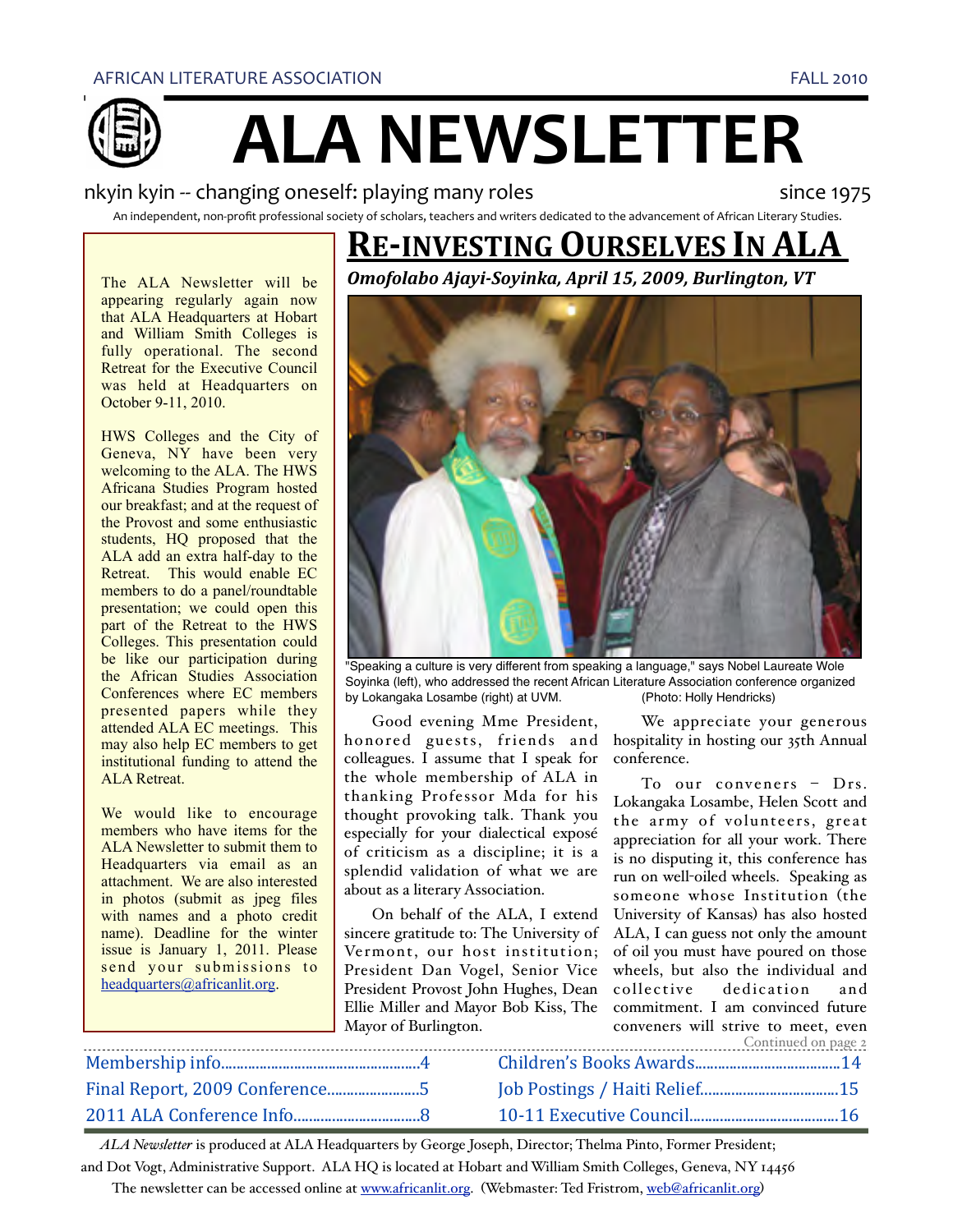AFRICAN LITERATURE ASSOCIATION FALL 2010

# ALA NEWSLETTER

nkyin kyin -- changing oneself: playing many roles since 1975

An independent, non-profit professional society of scholars, teachers and writers dedicated to the advancement of African Literary Studies.

The ALA Newsletter will be appearing regularly again now that ALA Headquarters at Hobart and William Smith Colleges is fully operational. The second Retreat for the Executive Council was held at Headquarters on October 9-11, 2010.

HWS Colleges and the City of Geneva, NY have been very welcoming to the ALA. The HWS Africana Studies Program hosted our breakfast; and at the request of the Provost and some enthusiastic students, HQ proposed that the ALA add an extra half-day to the Retreat. This would enable EC members to do a panel/roundtable presentation; we could open this part of the Retreat to the HWS Colleges. This presentation could be like our participation during the African Studies Association Conferences where EC members presented papers while they attended ALA EC meetings. This may also help EC members to get institutional funding to attend the ALA Retreat.

We would like to encourage members who have items for the ALA Newsletter to submit them to Headquarters via email as an attachment. We are also interested in photos (submit as jpeg files with names and a photo credit name). Deadline for the winter issue is January 1, 2011. Please send your submissions to headquarters@africanlit.org.

## RE-INVESTING OURSELVES IN ALA

***Omofolabo Ajayi-Soyinka, April 15, 2009, Burlington, VT***

"Speaking a culture is very different from speaking a language," says Nobel Laureate Wole Soyinka (left), who addressed the recent African Literature Association conference organized by Lokangaka Losambe (right) at UVM. (Photo: Holly Hendricks)

Good evening Mme President, honored guests, friends and colleagues. I assume that I speak for the whole membership of ALA in thanking Professor Mda for his thought provoking talk. Thank you especially for your dialectical exposé of criticism as a discipline; it is a splendid validation of what we are about as a literary Association.

On behalf of the ALA, I extend sincere gratitude to: The University of Vermont, our host institution; President Dan Vogel, Senior Vice President Provost John Hughes, Dean Ellie Miller and Mayor Bob Kiss, The Mayor of Burlington. We appreciate your generous hospitality in hosting our 35th Annual conference.

To our conveners – Drs. Lokangaka Losambe, Helen Scott and the army of volunteers, great appreciation for all your work. There is no disputing it, this conference has run on well-oiled wheels. Speaking as someone whose Institution (the University of Kansas) has also hosted ALA, I can guess not only the amount of oil you must have poured on those wheels, but also the individual and collective dedication and commitment. I am convinced future conveners will strive to meet, even

Continued on page 2

| | |
|---|---|
| Membership info........................................4 | Children's Books Awards.....................................14 |
| Final Report, 2009 Conference........................5 | Job Postings / Haiti Relief....................................15 |
| 2011 ALA Conference Info................................8 | 10-11 Executive Council.......................................16 |

*ALA Newsletter* is produced at ALA Headquarters by George Joseph, Director; Thelma Pinto, Former President; and Dot Vogt, Administrative Support. ALA HQ is located at Hobart and William Smith Colleges, Geneva, NY 14456

The newsletter can be accessed online at www.africanlit.org. (Webmaster: Ted Fristrom, web@africanlit.org)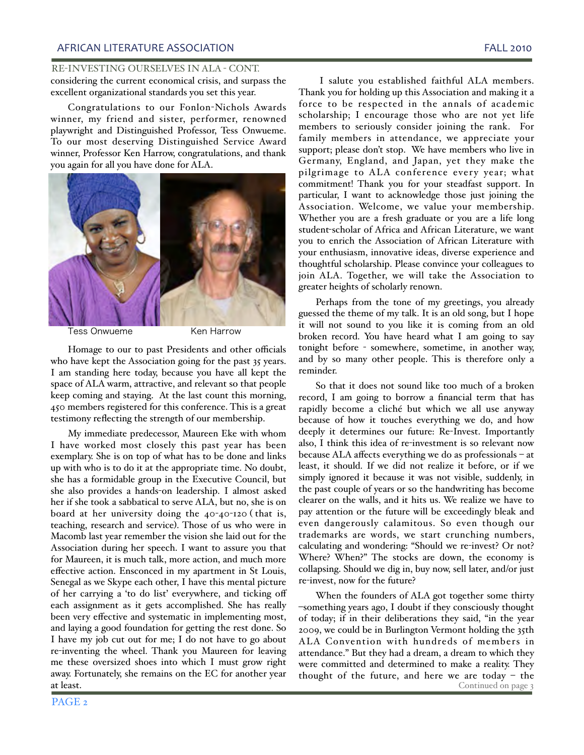RE-INVESTING OURSELVES IN ALA - CONT.

considering the current economical crisis, and surpass the excellent organizational standards you set this year.

Congratulations to our Fonlon-Nichols Awards winner, my friend and sister, performer, renowned playwright and Distinguished Professor, Tess Onwueme. To our most deserving Distinguished Service Award winner, Professor Ken Harrow, congratulations, and thank you again for all you have done for ALA.

Tess Onwueme Ken Harrow

Homage to our to past Presidents and other officials who have kept the Association going for the past 35 years. I am standing here today, because you have all kept the space of ALA warm, attractive, and relevant so that people keep coming and staying. At the last count this morning, 450 members registered for this conference. This is a great testimony reflecting the strength of our membership.

My immediate predecessor, Maureen Eke with whom I have worked most closely this past year has been exemplary. She is on top of what has to be done and links up with who is to do it at the appropriate time. No doubt, she has a formidable group in the Executive Council, but she also provides a hands-on leadership. I almost asked her if she took a sabbatical to serve ALA, but no, she is on board at her university doing the 40-40-120 (that is, teaching, research and service). Those of us who were in Macomb last year remember the vision she laid out for the Association during her speech. I want to assure you that for Maureen, it is much talk, more action, and much more effective action. Ensconced in my apartment in St Louis, Senegal as we Skype each other, I have this mental picture of her carrying a 'to do list' everywhere, and ticking off each assignment as it gets accomplished. She has really been very effective and systematic in implementing most, and laying a good foundation for getting the rest done. So I have my job cut out for me; I do not have to go about re-inventing the wheel. Thank you Maureen for leaving me these oversized shoes into which I must grow right away. Fortunately, she remains on the EC for another year at least.

I salute you established faithful ALA members. Thank you for holding up this Association and making it a force to be respected in the annals of academic scholarship; I encourage those who are not yet life members to seriously consider joining the rank. For family members in attendance, we appreciate your support; please don't stop. We have members who live in Germany, England, and Japan, yet they make the pilgrimage to ALA conference every year; what commitment! Thank you for your steadfast support. In particular, I want to acknowledge those just joining the Association. Welcome, we value your membership. Whether you are a fresh graduate or you are a life long student-scholar of Africa and African Literature, we want you to enrich the Association of African Literature with your enthusiasm, innovative ideas, diverse experience and thoughtful scholarship. Please convince your colleagues to join ALA. Together, we will take the Association to greater heights of scholarly renown.

Perhaps from the tone of my greetings, you already guessed the theme of my talk. It is an old song, but I hope it will not sound to you like it is coming from an old broken record. You have heard what I am going to say tonight before - somewhere, sometime, in another way, and by so many other people. This is therefore only a reminder.

So that it does not sound like too much of a broken record, I am going to borrow a financial term that has rapidly become a cliché but which we all use anyway because of how it touches everything we do, and how deeply it determines our future: Re-Invest. Importantly also, I think this idea of re-investment is so relevant now because ALA affects everything we do as professionals – at least, it should. If we did not realize it before, or if we simply ignored it because it was not visible, suddenly, in the past couple of years or so the handwriting has become clearer on the walls, and it hits us. We realize we have to pay attention or the future will be exceedingly bleak and even dangerously calamitous. So even though our trademarks are words, we start crunching numbers, calculating and wondering: "Should we re-invest? Or not? Where? When?" The stocks are down, the economy is collapsing. Should we dig in, buy now, sell later, and/or just re-invest, now for the future?

When the founders of ALA got together some thirty –something years ago, I doubt if they consciously thought of today; if in their deliberations they said, "in the year 2009, we could be in Burlington Vermont holding the 35th ALA Convention with hundreds of members in attendance." But they had a dream, a dream to which they were committed and determined to make a reality. They thought of the future, and here we are today – the

Continued on page 3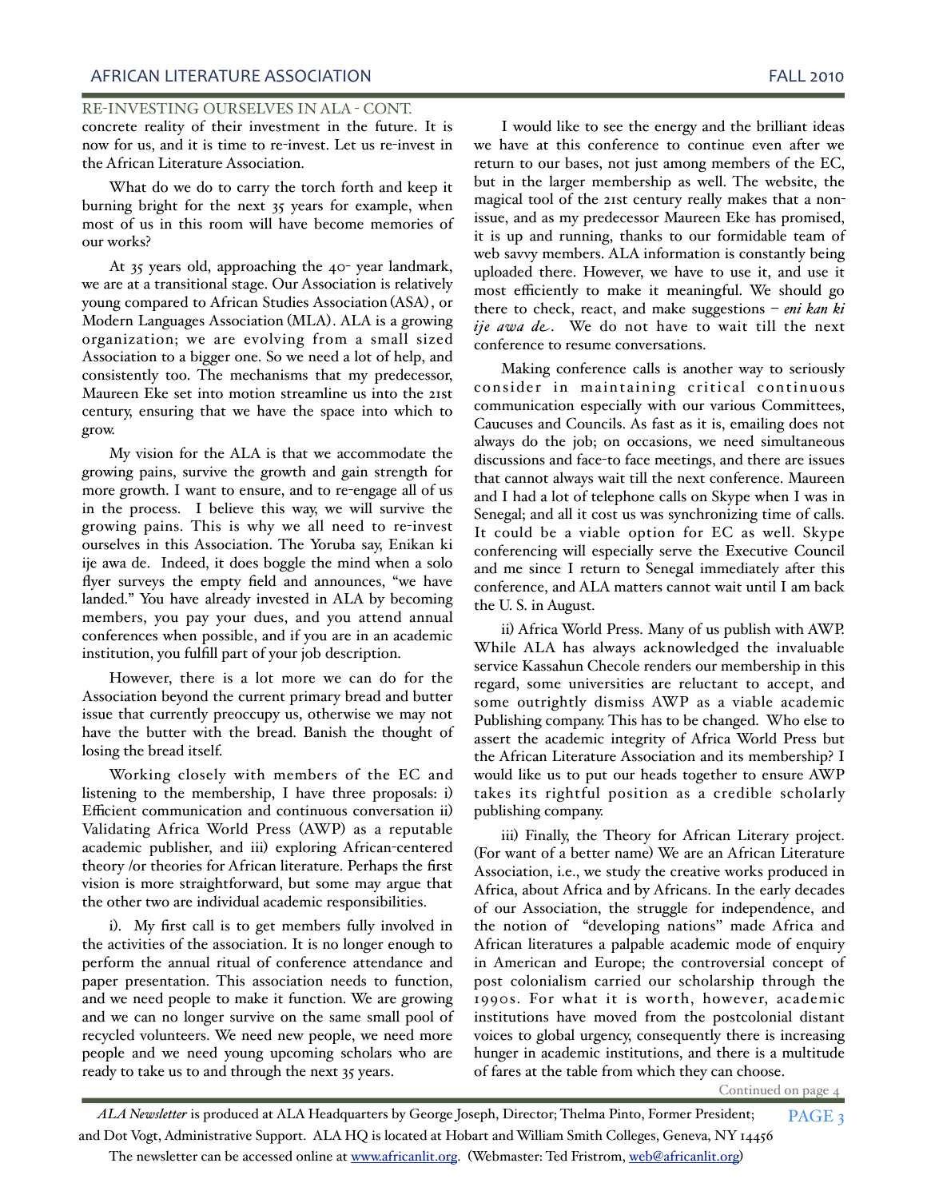## RE-INVESTING OURSELVES IN ALA - CONT.

concrete reality of their investment in the future. It is now for us, and it is time to re-invest. Let us re-invest in the African Literature Association.

What do we do to carry the torch forth and keep it burning bright for the next 35 years for example, when most of us in this room will have become memories of our works?

At 35 years old, approaching the 40- year landmark, we are at a transitional stage. Our Association is relatively young compared to African Studies Association (ASA), or Modern Languages Association (MLA). ALA is a growing organization; we are evolving from a small sized Association to a bigger one. So we need a lot of help, and consistently too. The mechanisms that my predecessor, Maureen Eke set into motion streamline us into the 21st century, ensuring that we have the space into which to grow.

My vision for the ALA is that we accommodate the growing pains, survive the growth and gain strength for more growth. I want to ensure, and to re-engage all of us in the process. I believe this way, we will survive the growing pains. This is why we all need to re-invest ourselves in this Association. The Yoruba say, Enikan ki ije awa de. Indeed, it does boggle the mind when a solo flyer surveys the empty field and announces, "we have landed." You have already invested in ALA by becoming members, you pay your dues, and you attend annual conferences when possible, and if you are in an academic institution, you fulfill part of your job description.

However, there is a lot more we can do for the Association beyond the current primary bread and butter issue that currently preoccupy us, otherwise we may not have the butter with the bread. Banish the thought of losing the bread itself.

Working closely with members of the EC and listening to the membership, I have three proposals: i) Efficient communication and continuous conversation ii) Validating Africa World Press (AWP) as a reputable academic publisher, and iii) exploring African-centered theory /or theories for African literature. Perhaps the first vision is more straightforward, but some may argue that the other two are individual academic responsibilities.

i). My first call is to get members fully involved in the activities of the association. It is no longer enough to perform the annual ritual of conference attendance and paper presentation. This association needs to function, and we need people to make it function. We are growing and we can no longer survive on the same small pool of recycled volunteers. We need new people, we need more people and we need young upcoming scholars who are ready to take us to and through the next 35 years.

I would like to see the energy and the brilliant ideas we have at this conference to continue even after we return to our bases, not just among members of the EC, but in the larger membership as well. The website, the magical tool of the 21st century really makes that a non-issue, and as my predecessor Maureen Eke has promised, it is up and running, thanks to our formidable team of web savvy members. ALA information is constantly being uploaded there. However, we have to use it, and use it most efficiently to make it meaningful. We should go there to check, react, and make suggestions – ***eni kan ki ije awa de***. We do not have to wait till the next conference to resume conversations.

Making conference calls is another way to seriously consider in maintaining critical continuous communication especially with our various Committees, Caucuses and Councils. As fast as it is, emailing does not always do the job; on occasions, we need simultaneous discussions and face-to face meetings, and there are issues that cannot always wait till the next conference. Maureen and I had a lot of telephone calls on Skype when I was in Senegal; and all it cost us was synchronizing time of calls. It could be a viable option for EC as well. Skype conferencing will especially serve the Executive Council and me since I return to Senegal immediately after this conference, and ALA matters cannot wait until I am back the U. S. in August.

ii) Africa World Press. Many of us publish with AWP. While ALA has always acknowledged the invaluable service Kassahun Checole renders our membership in this regard, some universities are reluctant to accept, and some outrightly dismiss AWP as a viable academic Publishing company. This has to be changed. Who else to assert the academic integrity of Africa World Press but the African Literature Association and its membership? I would like us to put our heads together to ensure AWP takes its rightful position as a credible scholarly publishing company.

iii) Finally, the Theory for African Literary project. (For want of a better name) We are an African Literature Association, i.e., we study the creative works produced in Africa, about Africa and by Africans. In the early decades of our Association, the struggle for independence, and the notion of "developing nations" made Africa and African literatures a palpable academic mode of enquiry in American and Europe; the controversial concept of post colonialism carried our scholarship through the 1990s. For what it is worth, however, academic institutions have moved from the postcolonial distant voices to global urgency, consequently there is increasing hunger in academic institutions, and there is a multitude of fares at the table from which they can choose.

Continued on page 4

*ALA Newsletter* is produced at ALA Headquarters by George Joseph, Director; Thelma Pinto, Former President; and Dot Vogt, Administrative Support. ALA HQ is located at Hobart and William Smith Colleges, Geneva, NY 14456

The newsletter can be accessed online at www.africanlit.org. (Webmaster: Ted Fristrom, web@africanlit.org)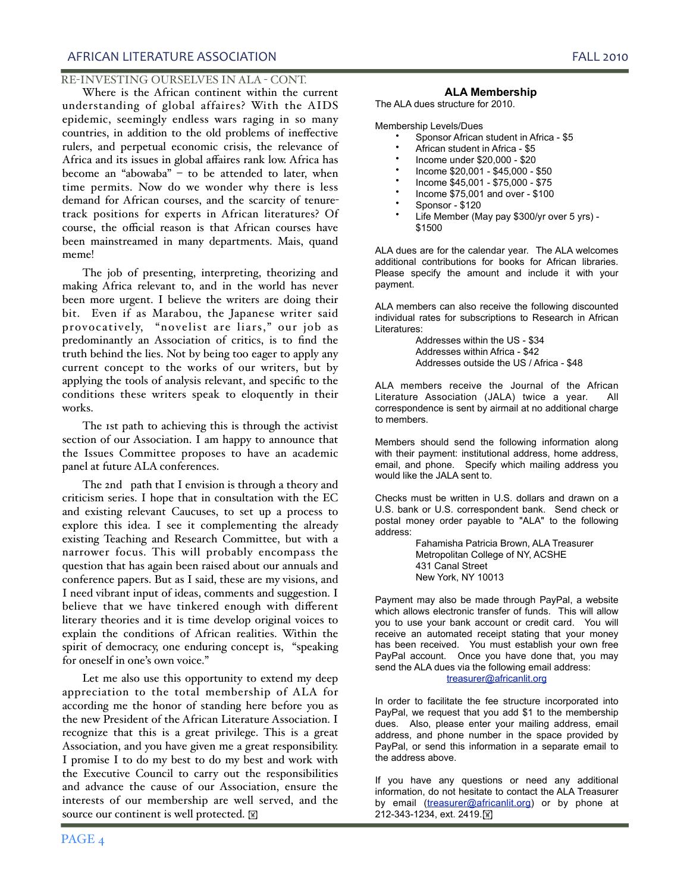## RE-INVESTING OURSELVES IN ALA - CONT.

Where is the African continent within the current understanding of global affaires? With the AIDS epidemic, seemingly endless wars raging in so many countries, in addition to the old problems of ineffective rulers, and perpetual economic crisis, the relevance of Africa and its issues in global affaires rank low. Africa has become an "abowaba" – to be attended to later, when time permits. Now do we wonder why there is less demand for African courses, and the scarcity of tenure-track positions for experts in African literatures? Of course, the official reason is that African courses have been mainstreamed in many departments. Mais, quand meme!

The job of presenting, interpreting, theorizing and making Africa relevant to, and in the world has never been more urgent. I believe the writers are doing their bit. Even if as Marabou, the Japanese writer said provocatively, "novelist are liars," our job as predominantly an Association of critics, is to find the truth behind the lies. Not by being too eager to apply any current concept to the works of our writers, but by applying the tools of analysis relevant, and specific to the conditions these writers speak to eloquently in their works.

The 1st path to achieving this is through the activist section of our Association. I am happy to announce that the Issues Committee proposes to have an academic panel at future ALA conferences.

The 2nd path that I envision is through a theory and criticism series. I hope that in consultation with the EC and existing relevant Caucuses, to set up a process to explore this idea. I see it complementing the already existing Teaching and Research Committee, but with a narrower focus. This will probably encompass the question that has again been raised about our annuals and conference papers. But as I said, these are my visions, and I need vibrant input of ideas, comments and suggestion. I believe that we have tinkered enough with different literary theories and it is time develop original voices to explain the conditions of African realities. Within the spirit of democracy, one enduring concept is, "speaking for oneself in one's own voice."

Let me also use this opportunity to extend my deep appreciation to the total membership of ALA for according me the honor of standing here before you as the new President of the African Literature Association. I recognize that this is a great privilege. This is a great Association, and you have given me a great responsibility. I promise I to do my best to do my best and work with the Executive Council to carry out the responsibilities and advance the cause of our Association, ensure the interests of our membership are well served, and the source our continent is well protected.

## ALA Membership

The ALA dues structure for 2010.

Membership Levels/Dues

- Sponsor African student in Africa - $5
- African student in Africa - $5
- Income under $20,000 - $20
- Income $20,001 - $45,000 - $50
- Income $45,001 - $75,000 - $75
- Income $75,001 and over - $100
- Sponsor - $120
- Life Member (May pay $300/yr over 5 yrs) - $1500

ALA dues are for the calendar year. The ALA welcomes additional contributions for books for African libraries. Please specify the amount and include it with your payment.

ALA members can also receive the following discounted individual rates for subscriptions to Research in African Literatures:

Addresses within the US - $34
Addresses within Africa - $42
Addresses outside the US / Africa - $48

ALA members receive the Journal of the African Literature Association (JALA) twice a year. All correspondence is sent by airmail at no additional charge to members.

Members should send the following information along with their payment: institutional address, home address, email, and phone. Specify which mailing address you would like the JALA sent to.

Checks must be written in U.S. dollars and drawn on a U.S. bank or U.S. correspondent bank. Send check or postal money order payable to "ALA" to the following address:

Fahamisha Patricia Brown, ALA Treasurer
Metropolitan College of NY, ACSHE
431 Canal Street
New York, NY 10013

Payment may also be made through PayPal, a website which allows electronic transfer of funds. This will allow you to use your bank account or credit card. You will receive an automated receipt stating that your money has been received. You must establish your own free PayPal account. Once you have done that, you may send the ALA dues via the following email address:

treasurer@africanlit.org

In order to facilitate the fee structure incorporated into PayPal, we request that you add $1 to the membership dues. Also, please enter your mailing address, email address, and phone number in the space provided by PayPal, or send this information in a separate email to the address above.

If you have any questions or need any additional information, do not hesitate to contact the ALA Treasurer by email (treasurer@africanlit.org) or by phone at 212-343-1234, ext. 2419.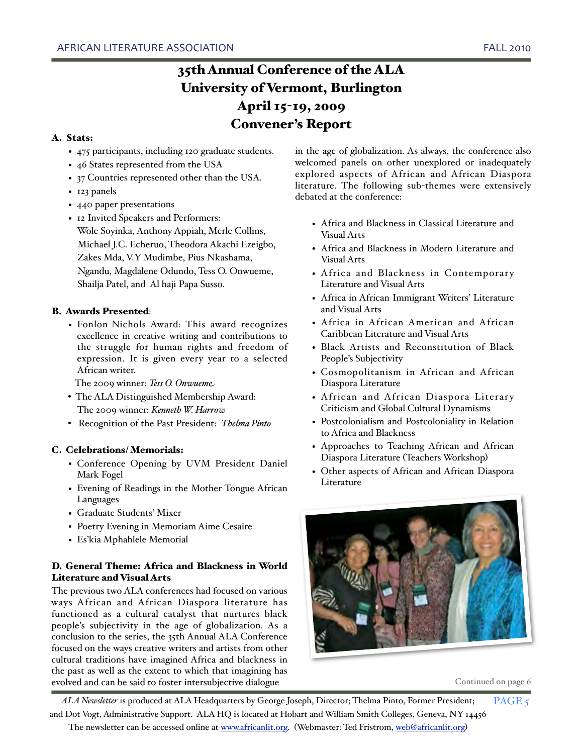# 35th Annual Conference of the ALA
# University of Vermont, Burlington
# April 15-19, 2009
# Convener's Report

### A. Stats:

- 475 participants, including 120 graduate students.
- 46 States represented from the USA
- 37 Countries represented other than the USA.
- 123 panels
- 440 paper presentations
- 12 Invited Speakers and Performers:
  Wole Soyinka, Anthony Appiah, Merle Collins, Michael J.C. Echeruo, Theodora Akachi Ezeigbo, Zakes Mda, V.Y Mudimbe, Pius Nkashama, Ngandu, Magdalene Odundo, Tess O. Onwueme, Shailja Patel, and Al haji Papa Susso.

### B. Awards Presented:

- Fonlon-Nichols Award: This award recognizes excellence in creative writing and contributions to the struggle for human rights and freedom of expression. It is given every year to a selected African writer.
  The 2009 winner: *Tess O. Onwueme*
- The ALA Distinguished Membership Award:
  The 2009 winner: *Kenneth W. Harrow*
- Recognition of the Past President: *Thelma Pinto*

### C. Celebrations/ Memorials:

- Conference Opening by UVM President Daniel Mark Fogel
- Evening of Readings in the Mother Tongue African Languages
- Graduate Students' Mixer
- Poetry Evening in Memoriam Aime Cesaire
- Es'kia Mphahlele Memorial

### D. General Theme: Africa and Blackness in World Literature and Visual Arts

The previous two ALA conferences had focused on various ways African and African Diaspora literature has functioned as a cultural catalyst that nurtures black people's subjectivity in the age of globalization. As a conclusion to the series, the 35th Annual ALA Conference focused on the ways creative writers and artists from other cultural traditions have imagined Africa and blackness in the past as well as the extent to which that imagining has evolved and can be said to foster intersubjective dialogue in the age of globalization. As always, the conference also welcomed panels on other unexplored or inadequately explored aspects of African and African Diaspora literature. The following sub-themes were extensively debated at the conference:

- Africa and Blackness in Classical Literature and Visual Arts
- Africa and Blackness in Modern Literature and Visual Arts
- Africa and Blackness in Contemporary Literature and Visual Arts
- Africa in African Immigrant Writers' Literature and Visual Arts
- Africa in African American and African Caribbean Literature and Visual Arts
- Black Artists and Reconstitution of Black People's Subjectivity
- Cosmopolitanism in African and African Diaspora Literature
- African and African Diaspora Literary Criticism and Global Cultural Dynamisms
- Postcolonialism and Postcoloniality in Relation to Africa and Blackness
- Approaches to Teaching African and African Diaspora Literature (Teachers Workshop)
- Other aspects of African and African Diaspora Literature

Continued on page 6

*ALA Newsletter* is produced at ALA Headquarters by George Joseph, Director; Thelma Pinto, Former President; and Dot Vogt, Administrative Support. ALA HQ is located at Hobart and William Smith Colleges, Geneva, NY 14456
The newsletter can be accessed online at www.africanlit.org. (Webmaster: Ted Fristrom, web@africanlit.org)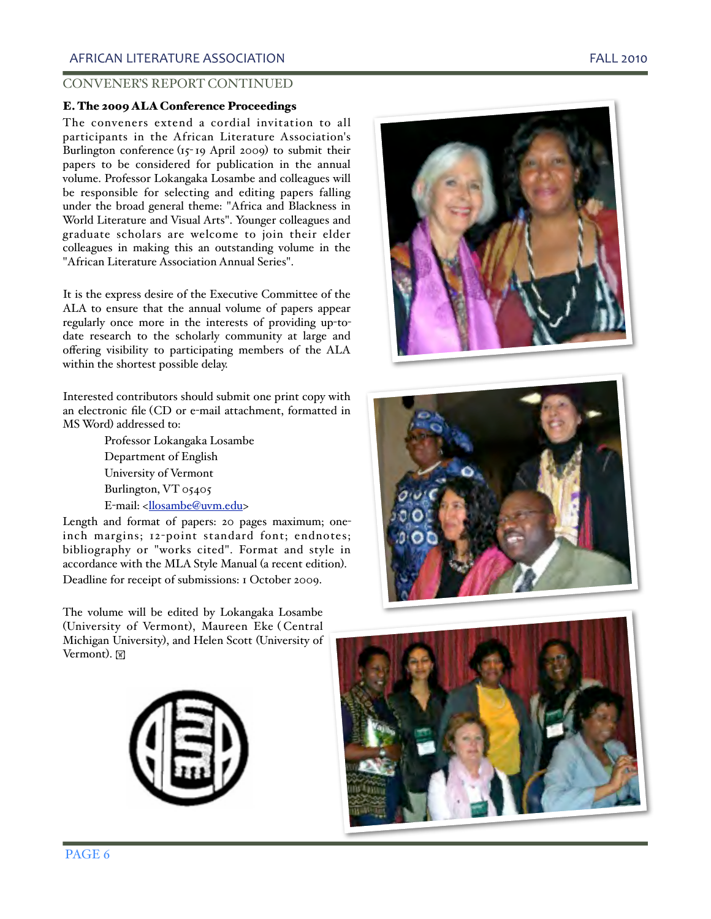## CONVENER'S REPORT CONTINUED

### E. The 2009 ALA Conference Proceedings

The conveners extend a cordial invitation to all participants in the African Literature Association's Burlington conference (15-19 April 2009) to submit their papers to be considered for publication in the annual volume. Professor Lokangaka Losambe and colleagues will be responsible for selecting and editing papers falling under the broad general theme: "Africa and Blackness in World Literature and Visual Arts". Younger colleagues and graduate scholars are welcome to join their elder colleagues in making this an outstanding volume in the "African Literature Association Annual Series".

It is the express desire of the Executive Committee of the ALA to ensure that the annual volume of papers appear regularly once more in the interests of providing up-to-date research to the scholarly community at large and offering visibility to participating members of the ALA within the shortest possible delay.

Interested contributors should submit one print copy with an electronic file (CD or e-mail attachment, formatted in MS Word) addressed to:

Professor Lokangaka Losambe
Department of English
University of Vermont
Burlington, VT 05405
E-mail: <llosambe@uvm.edu>

Length and format of papers: 20 pages maximum; one-inch margins; 12-point standard font; endnotes; bibliography or "works cited". Format and style in accordance with the MLA Style Manual (a recent edition).
Deadline for receipt of submissions: 1 October 2009.

The volume will be edited by Lokangaka Losambe (University of Vermont), Maureen Eke (Central Michigan University), and Helen Scott (University of Vermont).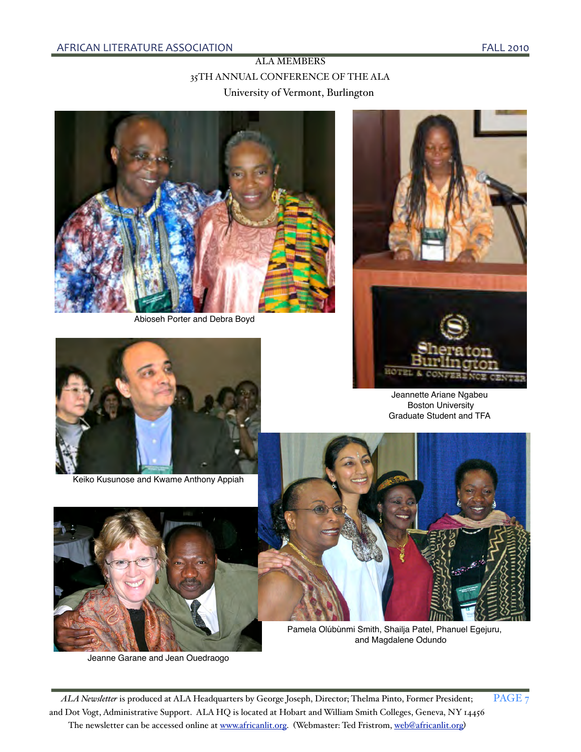## ALA MEMBERS

## 35TH ANNUAL CONFERENCE OF THE ALA

### University of Vermont, Burlington

Abioseh Porter and Debra Boyd

Jeannette Ariane Ngabeu
Boston University
Graduate Student and TFA

Keiko Kusunose and Kwame Anthony Appiah

Pamela Olúbùnmi Smith, Shailja Patel, Phanuel Egejuru, and Magdalene Odundo

Jeanne Garane and Jean Ouedraogo

*ALA Newsletter* is produced at ALA Headquarters by George Joseph, Director; Thelma Pinto, Former President; and Dot Vogt, Administrative Support. ALA HQ is located at Hobart and William Smith Colleges, Geneva, NY 14456
The newsletter can be accessed online at www.africanlit.org. (Webmaster: Ted Fristrom, web@africanlit.org)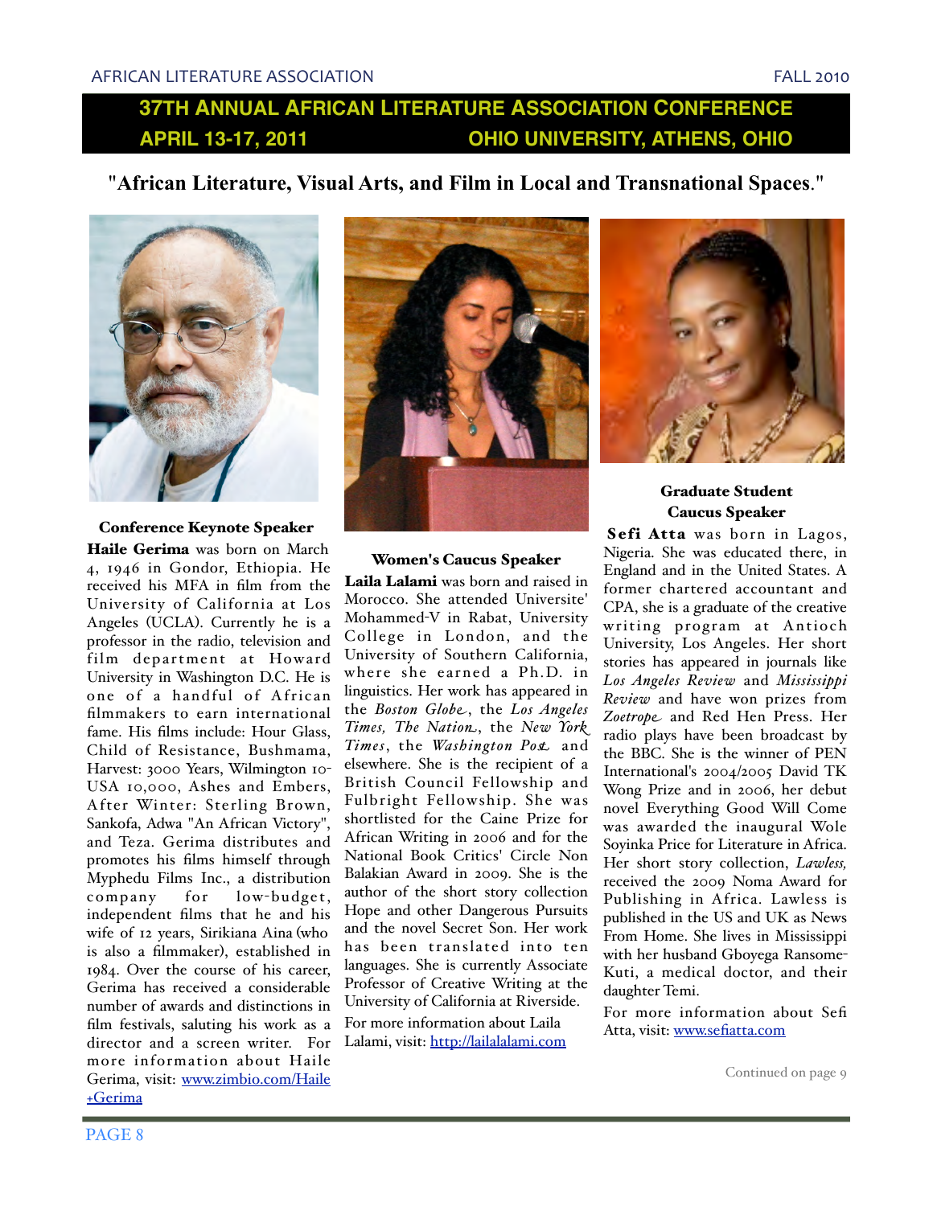## 37TH ANNUAL AFRICAN LITERATURE ASSOCIATION CONFERENCE
## APRIL 13-17, 2011 OHIO UNIVERSITY, ATHENS, OHIO

### "African Literature, Visual Arts, and Film in Local and Transnational Spaces."

**Conference Keynote Speaker**

**Haile Gerima** was born on March 4, 1946 in Gondor, Ethiopia. He received his MFA in film from the University of California at Los Angeles (UCLA). Currently he is a professor in the radio, television and film department at Howard University in Washington D.C. He is one of a handful of African filmmakers to earn international fame. His films include: Hour Glass, Child of Resistance, Bushmama, Harvest: 3000 Years, Wilmington 10-USA 10,000, Ashes and Embers, After Winter: Sterling Brown, Sankofa, Adwa "An African Victory", and Teza. Gerima distributes and promotes his films himself through Myphedu Films Inc., a distribution company for low-budget, independent films that he and his wife of 12 years, Sirikiana Aina (who is also a filmmaker), established in 1984. Over the course of his career, Gerima has received a considerable number of awards and distinctions in film festivals, saluting his work as a director and a screen writer. For more information about Haile Gerima, visit: [www.zimbio.com/Haile+Gerima](www.zimbio.com/Haile+Gerima)

**Women's Caucus Speaker**

**Laila Lalami** was born and raised in Morocco. She attended Universite' Mohammed-V in Rabat, University College in London, and the University of Southern California, where she earned a Ph.D. in linguistics. Her work has appeared in the *Boston Globe*, the *Los Angeles Times, The Nation*, the *New York Times*, the *Washington Post* and elsewhere. She is the recipient of a British Council Fellowship and Fulbright Fellowship. She was shortlisted for the Caine Prize for African Writing in 2006 and for the National Book Critics' Circle Non Balakian Award in 2009. She is the author of the short story collection Hope and other Dangerous Pursuits and the novel Secret Son. Her work has been translated into ten languages. She is currently Associate Professor of Creative Writing at the University of California at Riverside.

For more information about Laila Lalami, visit: [http://lailalalami.com](http://lailalalami.com)

**Graduate Student Caucus Speaker**

**Sefi Atta** was born in Lagos, Nigeria. She was educated there, in England and in the United States. A former chartered accountant and CPA, she is a graduate of the creative writing program at Antioch University, Los Angeles. Her short stories has appeared in journals like *Los Angeles Review* and *Mississippi Review* and have won prizes from *Zoetrope* and Red Hen Press. Her radio plays have been broadcast by the BBC. She is the winner of PEN International's 2004/2005 David TK Wong Prize and in 2006, her debut novel Everything Good Will Come was awarded the inaugural Wole Soyinka Price for Literature in Africa. Her short story collection, *Lawless,* received the 2009 Noma Award for Publishing in Africa. Lawless is published in the US and UK as News From Home. She lives in Mississippi with her husband Gboyega Ransome-Kuti, a medical doctor, and their daughter Temi.

For more information about Sefi Atta, visit: [www.sefiatta.com](www.sefiatta.com)

Continued on page 9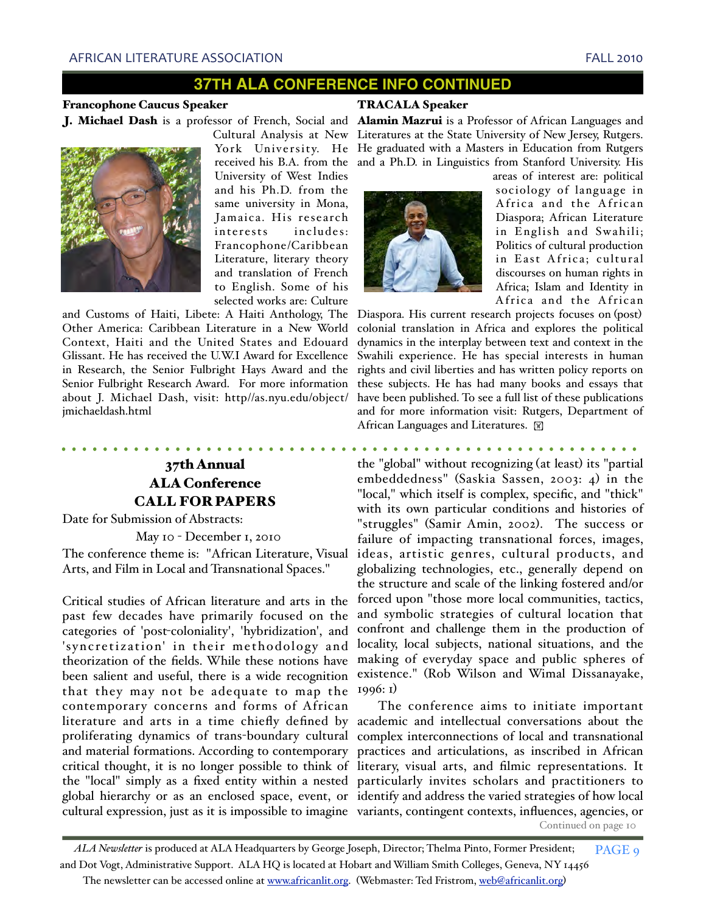## 37TH ALA CONFERENCE INFO CONTINUED

### Francophone Caucus Speaker

**J. Michael Dash** is a professor of French, Social and Cultural Analysis at New York University. He received his B.A. from the University of West Indies and his Ph.D. from the same university in Mona, Jamaica. His research interests includes: Francophone/Caribbean Literature, literary theory and translation of French to English. Some of his selected works are: Culture and Customs of Haiti, Libete: A Haiti Anthology, The Other America: Caribbean Literature in a New World Context, Haiti and the United States and Edouard Glissant. He has received the U.W.I Award for Excellence in Research, the Senior Fulbright Hays Award and the Senior Fulbright Research Award. For more information about J. Michael Dash, visit: http//as.nyu.edu/object/jmichaeldash.html

### TRACALA Speaker

**Alamin Mazrui** is a Professor of African Languages and Literatures at the State University of New Jersey, Rutgers. He graduated with a Masters in Education from Rutgers and a Ph.D. in Linguistics from Stanford University. His areas of interest are: political sociology of language in Africa and the African Diaspora; African Literature in English and Swahili; Politics of cultural production in East Africa; cultural discourses on human rights in Africa; Islam and Identity in Africa and the African Diaspora. His current research projects focuses on (post) colonial translation in Africa and explores the political dynamics in the interplay between text and context in the Swahili experience. He has special interests in human rights and civil liberties and has written policy reports on these subjects. He has had many books and essays that have been published. To see a full list of these publications and for more information visit: Rutgers, Department of African Languages and Literatures.

## 37th Annual ALA Conference CALL FOR PAPERS

Date for Submission of Abstracts:

May 10 - December 1, 2010

The conference theme is: "African Literature, Visual Arts, and Film in Local and Transnational Spaces."

Critical studies of African literature and arts in the past few decades have primarily focused on the categories of 'post-coloniality', 'hybridization', and 'syncretization' in their methodology and theorization of the fields. While these notions have been salient and useful, there is a wide recognition that they may not be adequate to map the contemporary concerns and forms of African literature and arts in a time chiefly defined by proliferating dynamics of trans-boundary cultural and material formations. According to contemporary critical thought, it is no longer possible to think of the "local" simply as a fixed entity within a nested global hierarchy or as an enclosed space, event, or cultural expression, just as it is impossible to imagine the "global" without recognizing (at least) its "partial embeddedness" (Saskia Sassen, 2003: 4) in the "local," which itself is complex, specific, and "thick" with its own particular conditions and histories of "struggles" (Samir Amin, 2002). The success or failure of impacting transnational forces, images, ideas, artistic genres, cultural products, and globalizing technologies, etc., generally depend on the structure and scale of the linking fostered and/or forced upon "those more local communities, tactics, and symbolic strategies of cultural location that confront and challenge them in the production of locality, local subjects, national situations, and the making of everyday space and public spheres of existence." (Rob Wilson and Wimal Dissanayake, 1996: 1)

The conference aims to initiate important academic and intellectual conversations about the complex interconnections of local and transnational practices and articulations, as inscribed in African literary, visual arts, and filmic representations. It particularly invites scholars and practitioners to identify and address the varied strategies of how local variants, contingent contexts, influences, agencies, or

Continued on page 10

*ALA Newsletter* is produced at ALA Headquarters by George Joseph, Director; Thelma Pinto, Former President; and Dot Vogt, Administrative Support. ALA HQ is located at Hobart and William Smith Colleges, Geneva, NY 14456

The newsletter can be accessed online at www.africanlit.org. (Webmaster: Ted Fristrom, web@africanlit.org)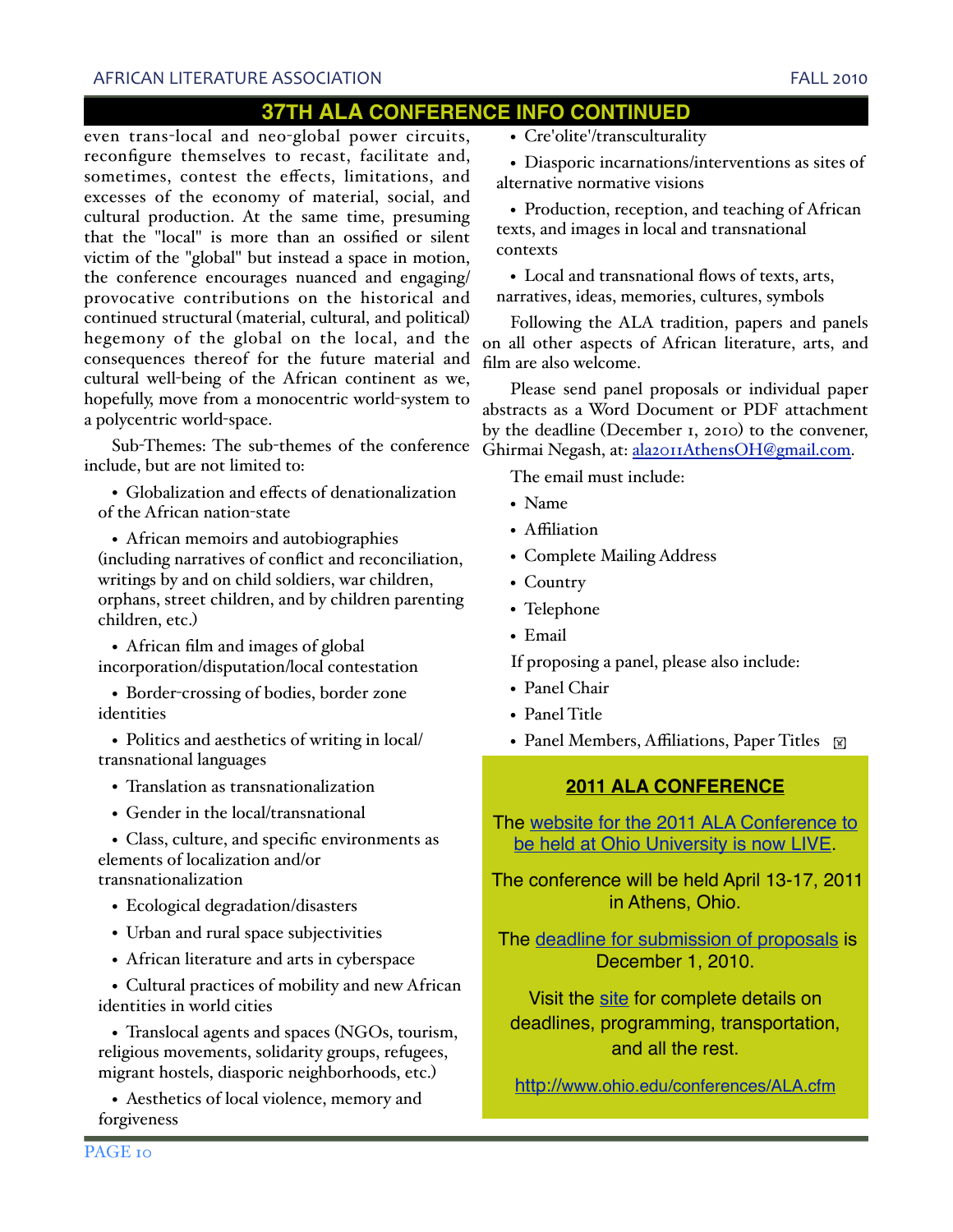## 37TH ALA CONFERENCE INFO CONTINUED

even trans-local and neo-global power circuits, reconfigure themselves to recast, facilitate and, sometimes, contest the effects, limitations, and excesses of the economy of material, social, and cultural production. At the same time, presuming that the "local" is more than an ossified or silent victim of the "global" but instead a space in motion, the conference encourages nuanced and engaging/provocative contributions on the historical and continued structural (material, cultural, and political) hegemony of the global on the local, and the consequences thereof for the future material and cultural well-being of the African continent as we, hopefully, move from a monocentric world-system to a polycentric world-space.

Sub-Themes: The sub-themes of the conference include, but are not limited to:

- Globalization and effects of denationalization of the African nation-state
- African memoirs and autobiographies (including narratives of conflict and reconciliation, writings by and on child soldiers, war children, orphans, street children, and by children parenting children, etc.)
- African film and images of global incorporation/disputation/local contestation
- Border-crossing of bodies, border zone identities
- Politics and aesthetics of writing in local/transnational languages
- Translation as transnationalization
- Gender in the local/transnational
- Class, culture, and specific environments as elements of localization and/or transnationalization
- Ecological degradation/disasters
- Urban and rural space subjectivities
- African literature and arts in cyberspace
- Cultural practices of mobility and new African identities in world cities
- Translocal agents and spaces (NGOs, tourism, religious movements, solidarity groups, refugees, migrant hostels, diasporic neighborhoods, etc.)
- Aesthetics of local violence, memory and forgiveness
- Cre'olite'/transculturality
- Diasporic incarnations/interventions as sites of alternative normative visions
- Production, reception, and teaching of African texts, and images in local and transnational contexts
- Local and transnational flows of texts, arts, narratives, ideas, memories, cultures, symbols

Following the ALA tradition, papers and panels on all other aspects of African literature, arts, and film are also welcome.

Please send panel proposals or individual paper abstracts as a Word Document or PDF attachment by the deadline (December 1, 2010) to the convener, Ghirmai Negash, at: ala2011AthensOH@gmail.com.

The email must include:

- Name
- Affiliation
- Complete Mailing Address
- Country
- Telephone
- Email

If proposing a panel, please also include:

- Panel Chair
- Panel Title
- Panel Members, Affiliations, Paper Titles

### 2011 ALA CONFERENCE

The website for the 2011 ALA Conference to be held at Ohio University is now LIVE.

The conference will be held April 13-17, 2011 in Athens, Ohio.

The deadline for submission of proposals is December 1, 2010.

Visit the site for complete details on deadlines, programming, transportation, and all the rest.

http://www.ohio.edu/conferences/ALA.cfm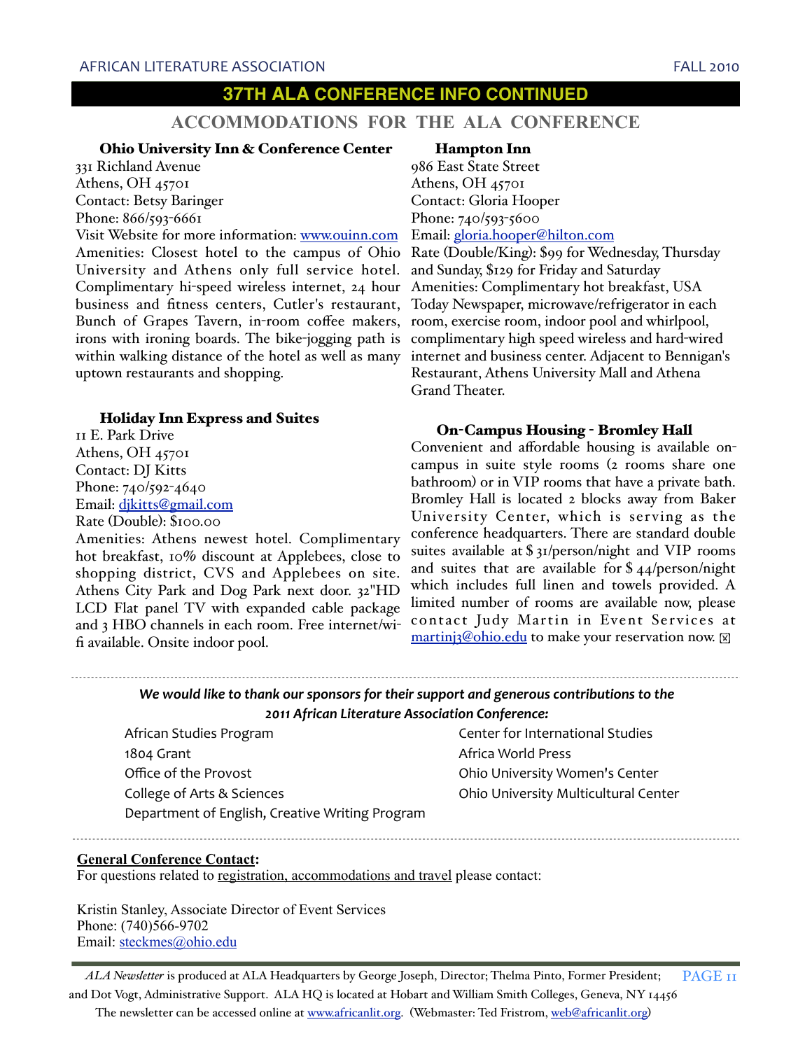## 37TH ALA CONFERENCE INFO CONTINUED

### ACCOMMODATIONS FOR THE ALA CONFERENCE

**Ohio University Inn & Conference Center**

331 Richland Avenue
Athens, OH 45701
Contact: Betsy Baringer
Phone: 866/593-6661
Visit Website for more information: www.ouinn.com
Amenities: Closest hotel to the campus of Ohio University and Athens only full service hotel. Complimentary hi-speed wireless internet, 24 hour business and fitness centers, Cutler's restaurant, Bunch of Grapes Tavern, in-room coffee makers, irons with ironing boards. The bike-jogging path is within walking distance of the hotel as well as many uptown restaurants and shopping.

**Holiday Inn Express and Suites**

11 E. Park Drive
Athens, OH 45701
Contact: DJ Kitts
Phone: 740/592-4640
Email: djkitts@gmail.com
Rate (Double): $100.00
Amenities: Athens newest hotel. Complimentary hot breakfast, 10% discount at Applebees, close to shopping district, CVS and Applebees on site. Athens City Park and Dog Park next door. 32"HD LCD Flat panel TV with expanded cable package and 3 HBO channels in each room. Free internet/wi-fi available. Onsite indoor pool.

**Hampton Inn**

986 East State Street
Athens, OH 45701
Contact: Gloria Hooper
Phone: 740/593-5600
Email: gloria.hooper@hilton.com
Rate (Double/King): $99 for Wednesday, Thursday and Sunday, $129 for Friday and Saturday
Amenities: Complimentary hot breakfast, USA Today Newspaper, microwave/refrigerator in each room, exercise room, indoor pool and whirlpool, complimentary high speed wireless and hard-wired internet and business center. Adjacent to Bennigan's Restaurant, Athens University Mall and Athena Grand Theater.

**On-Campus Housing - Bromley Hall**

Convenient and affordable housing is available on-campus in suite style rooms (2 rooms share one bathroom) or in VIP rooms that have a private bath. Bromley Hall is located 2 blocks away from Baker University Center, which is serving as the conference headquarters. There are standard double suites available at $ 31/person/night and VIP rooms and suites that are available for $ 44/person/night which includes full linen and towels provided. A limited number of rooms are available now, please contact Judy Martin in Event Services at martinj3@ohio.edu to make your reservation now.

---

***We would like to thank our sponsors for their support and generous contributions to the 2011 African Literature Association Conference:***

- African Studies Program
- 1804 Grant
- Office of the Provost
- College of Arts & Sciences
- Department of English, Creative Writing Program
- Center for International Studies
- Africa World Press
- Ohio University Women's Center
- Ohio University Multicultural Center

---

**General Conference Contact:**

For questions related to registration, accommodations and travel please contact:

Kristin Stanley, Associate Director of Event Services
Phone: (740)566-9702
Email: steckmes@ohio.edu

*ALA Newsletter* is produced at ALA Headquarters by George Joseph, Director; Thelma Pinto, Former President; and Dot Vogt, Administrative Support. ALA HQ is located at Hobart and William Smith Colleges, Geneva, NY 14456
The newsletter can be accessed online at www.africanlit.org. (Webmaster: Ted Fristrom, web@africanlit.org)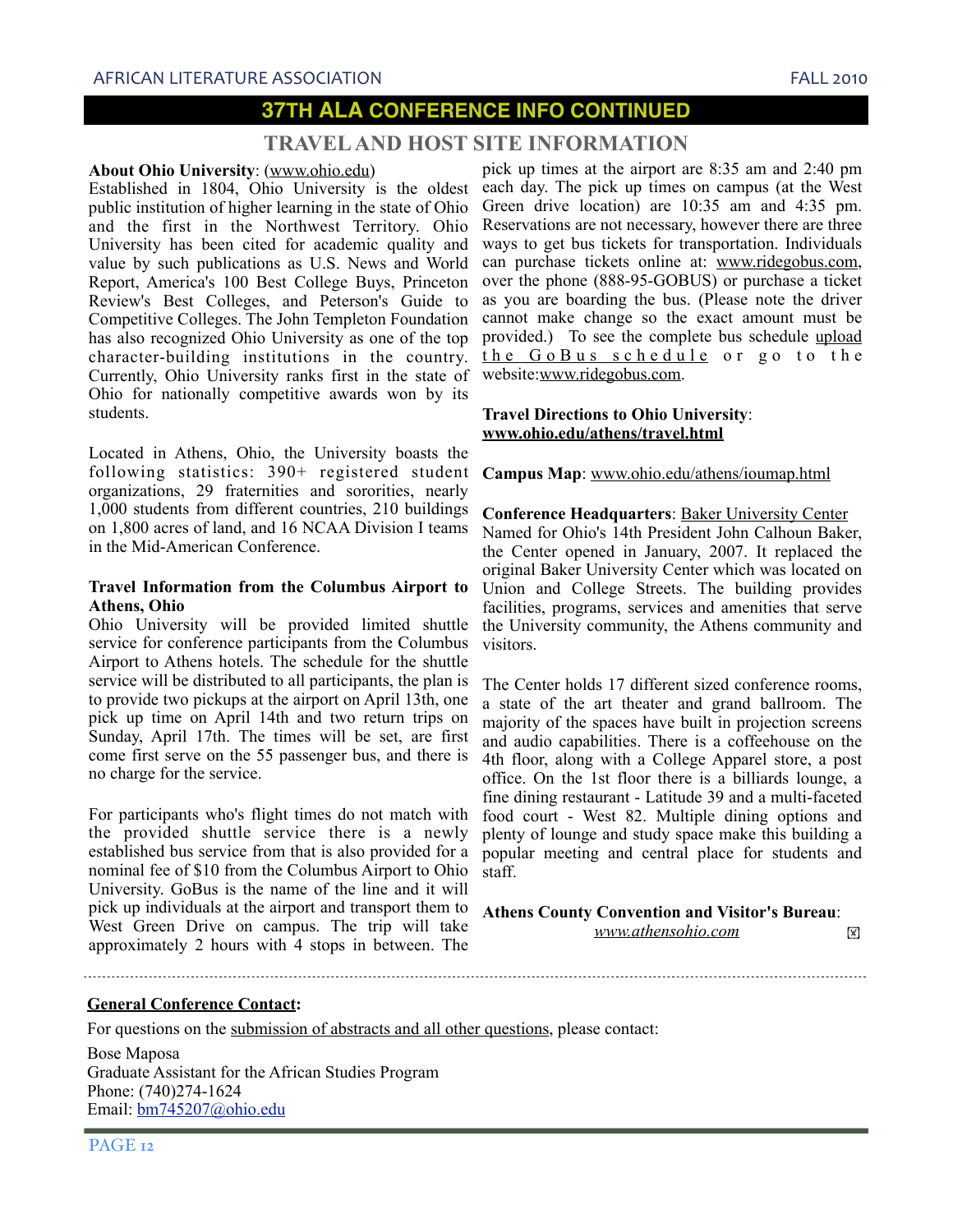## 37TH ALA CONFERENCE INFO CONTINUED

### TRAVEL AND HOST SITE INFORMATION

**About Ohio University**: (www.ohio.edu)
Established in 1804, Ohio University is the oldest public institution of higher learning in the state of Ohio and the first in the Northwest Territory. Ohio University has been cited for academic quality and value by such publications as U.S. News and World Report, America's 100 Best College Buys, Princeton Review's Best Colleges, and Peterson's Guide to Competitive Colleges. The John Templeton Foundation has also recognized Ohio University as one of the top character-building institutions in the country. Currently, Ohio University ranks first in the state of Ohio for nationally competitive awards won by its students.

Located in Athens, Ohio, the University boasts the following statistics: 390+ registered student organizations, 29 fraternities and sororities, nearly 1,000 students from different countries, 210 buildings on 1,800 acres of land, and 16 NCAA Division I teams in the Mid-American Conference.

**Travel Information from the Columbus Airport to Athens, Ohio**
Ohio University will be provided limited shuttle service for conference participants from the Columbus Airport to Athens hotels. The schedule for the shuttle service will be distributed to all participants, the plan is to provide two pickups at the airport on April 13th, one pick up time on April 14th and two return trips on Sunday, April 17th. The times will be set, are first come first serve on the 55 passenger bus, and there is no charge for the service.

For participants who's flight times do not match with the provided shuttle service there is a newly established bus service from that is also provided for a nominal fee of $10 from the Columbus Airport to Ohio University. GoBus is the name of the line and it will pick up individuals at the airport and transport them to West Green Drive on campus. The trip will take approximately 2 hours with 4 stops in between. The pick up times at the airport are 8:35 am and 2:40 pm each day. The pick up times on campus (at the West Green drive location) are 10:35 am and 4:35 pm. Reservations are not necessary, however there are three ways to get bus tickets for transportation. Individuals can purchase tickets online at: www.ridegobus.com, over the phone (888-95-GOBUS) or purchase a ticket as you are boarding the bus. (Please note the driver cannot make change so the exact amount must be provided.) To see the complete bus schedule upload the GoBus schedule or go to the website:www.ridegobus.com.

**Travel Directions to Ohio University**: **www.ohio.edu/athens/travel.html**

**Campus Map**: www.ohio.edu/athens/ioumap.html

**Conference Headquarters**: Baker University Center
Named for Ohio's 14th President John Calhoun Baker, the Center opened in January, 2007. It replaced the original Baker University Center which was located on Union and College Streets. The building provides facilities, programs, services and amenities that serve the University community, the Athens community and visitors.

The Center holds 17 different sized conference rooms, a state of the art theater and grand ballroom. The majority of the spaces have built in projection screens and audio capabilities. There is a coffeehouse on the 4th floor, along with a College Apparel store, a post office. On the 1st floor there is a billiards lounge, a fine dining restaurant - Latitude 39 and a multi-faceted food court - West 82. Multiple dining options and plenty of lounge and study space make this building a popular meeting and central place for students and staff.

**Athens County Convention and Visitor's Bureau**: *www.athensohio.com*

---

**General Conference Contact:**

For questions on the submission of abstracts and all other questions, please contact:

Bose Maposa
Graduate Assistant for the African Studies Program
Phone: (740)274-1624
Email: bm745207@ohio.edu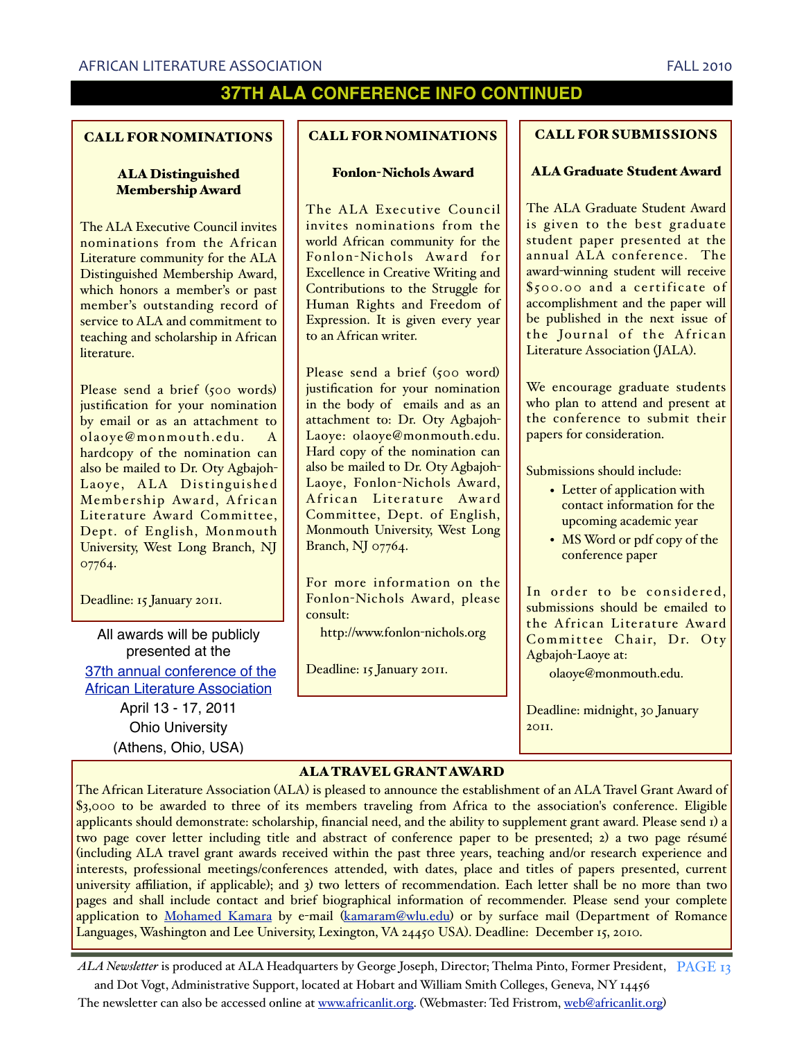## 37TH ALA CONFERENCE INFO CONTINUED

### CALL FOR NOMINATIONS

#### ALA Distinguished Membership Award

The ALA Executive Council invites nominations from the African Literature community for the ALA Distinguished Membership Award, which honors a member's or past member's outstanding record of service to ALA and commitment to teaching and scholarship in African literature.

Please send a brief (500 words) justification for your nomination by email or as an attachment to olaoye@monmouth.edu. A hardcopy of the nomination can also be mailed to Dr. Oty Agbajoh-Laoye, ALA Distinguished Membership Award, African Literature Award Committee, Dept. of English, Monmouth University, West Long Branch, NJ 07764.

Deadline: 15 January 2011.

All awards will be publicly presented at the [37th annual conference of the African Literature Association](#)
April 13 - 17, 2011
Ohio University
(Athens, Ohio, USA)

### CALL FOR NOMINATIONS

#### Fonlon-Nichols Award

The ALA Executive Council invites nominations from the world African community for the Fonlon-Nichols Award for Excellence in Creative Writing and Contributions to the Struggle for Human Rights and Freedom of Expression. It is given every year to an African writer.

Please send a brief (500 word) justification for your nomination in the body of emails and as an attachment to: Dr. Oty Agbajoh-Laoye: olaoye@monmouth.edu. Hard copy of the nomination can also be mailed to Dr. Oty Agbajoh-Laoye, Fonlon-Nichols Award, African Literature Award Committee, Dept. of English, Monmouth University, West Long Branch, NJ 07764.

For more information on the Fonlon-Nichols Award, please consult:

http://www.fonlon-nichols.org

Deadline: 15 January 2011.

### CALL FOR SUBMISSIONS

#### ALA Graduate Student Award

The ALA Graduate Student Award is given to the best graduate student paper presented at the annual ALA conference. The award-winning student will receive $500.00 and a certificate of accomplishment and the paper will be published in the next issue of the Journal of the African Literature Association (JALA).

We encourage graduate students who plan to attend and present at the conference to submit their papers for consideration.

Submissions should include:

- Letter of application with contact information for the upcoming academic year
- MS Word or pdf copy of the conference paper

In order to be considered, submissions should be emailed to the African Literature Award Committee Chair, Dr. Oty Agbajoh-Laoye at:

olaoye@monmouth.edu.

Deadline: midnight, 30 January 2011.

### ALA TRAVEL GRANT AWARD

The African Literature Association (ALA) is pleased to announce the establishment of an ALA Travel Grant Award of $3,000 to be awarded to three of its members traveling from Africa to the association's conference. Eligible applicants should demonstrate: scholarship, financial need, and the ability to supplement grant award. Please send 1) a two page cover letter including title and abstract of conference paper to be presented; 2) a two page résumé (including ALA travel grant awards received within the past three years, teaching and/or research experience and interests, professional meetings/conferences attended, with dates, place and titles of papers presented, current university affiliation, if applicable); and 3) two letters of recommendation. Each letter shall be no more than two pages and shall include contact and brief biographical information of recommender. Please send your complete application to Mohamed Kamara by e-mail (kamaram@wlu.edu) or by surface mail (Department of Romance Languages, Washington and Lee University, Lexington, VA 24450 USA). Deadline: December 15, 2010.

*ALA Newsletter* is produced at ALA Headquarters by George Joseph, Director; Thelma Pinto, Former President, and Dot Vogt, Administrative Support, located at Hobart and William Smith Colleges, Geneva, NY 14456
The newsletter can also be accessed online at www.africanlit.org. (Webmaster: Ted Fristrom, web@africanlit.org)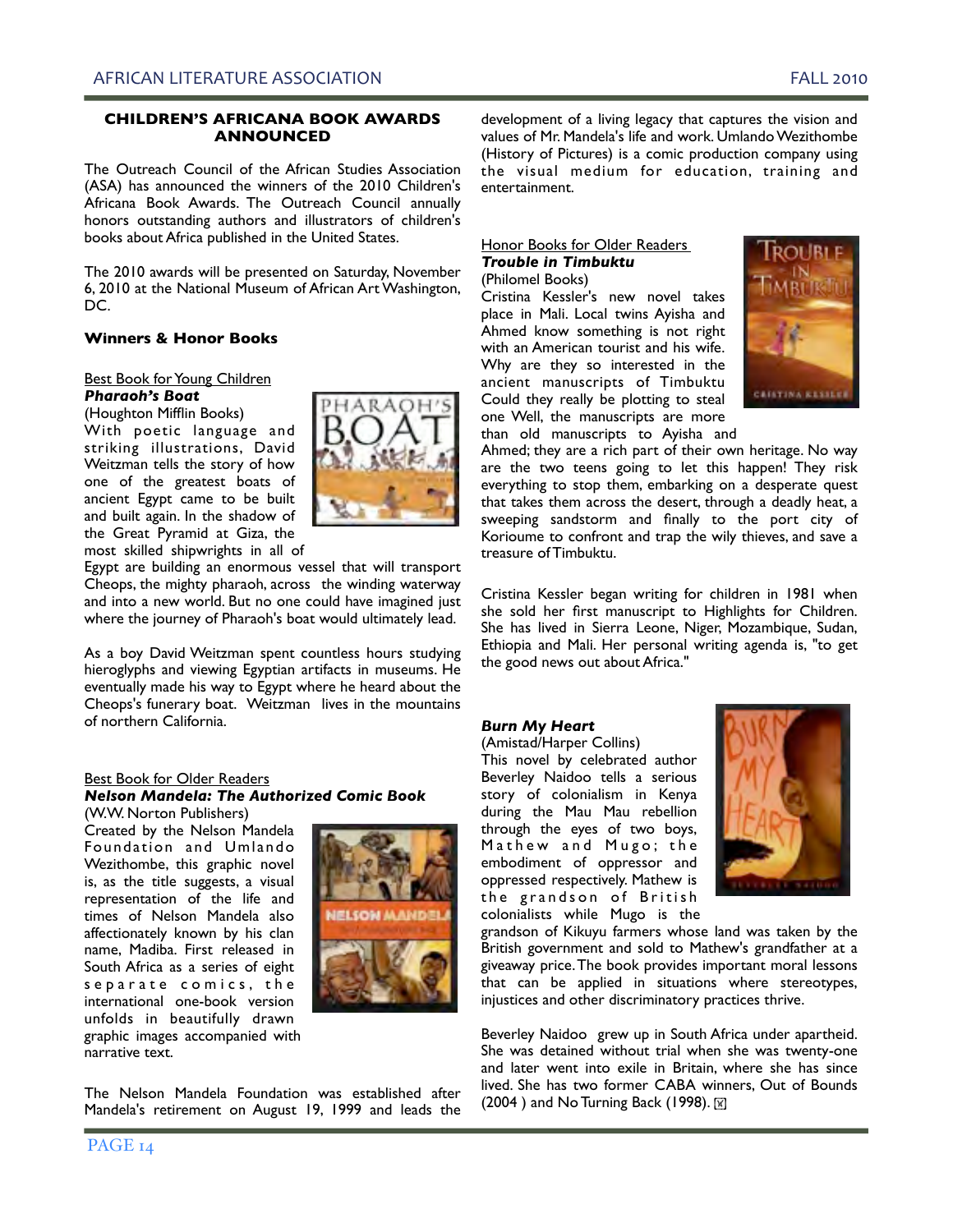## CHILDREN'S AFRICANA BOOK AWARDS ANNOUNCED

The Outreach Council of the African Studies Association (ASA) has announced the winners of the 2010 Children's Africana Book Awards. The Outreach Council annually honors outstanding authors and illustrators of children's books about Africa published in the United States.

The 2010 awards will be presented on Saturday, November 6, 2010 at the National Museum of African Art Washington, DC.

### Winners & Honor Books

Best Book for Young Children

***Pharaoh's Boat***

(Houghton Mifflin Books)

With poetic language and striking illustrations, David Weitzman tells the story of how one of the greatest boats of ancient Egypt came to be built and built again. In the shadow of the Great Pyramid at Giza, the most skilled shipwrights in all of Egypt are building an enormous vessel that will transport Cheops, the mighty pharaoh, across the winding waterway and into a new world. But no one could have imagined just where the journey of Pharaoh's boat would ultimately lead.

As a boy David Weitzman spent countless hours studying hieroglyphs and viewing Egyptian artifacts in museums. He eventually made his way to Egypt where he heard about the Cheops's funerary boat. Weitzman lives in the mountains of northern California.

Best Book for Older Readers

***Nelson Mandela: The Authorized Comic Book***

(W.W. Norton Publishers)

Created by the Nelson Mandela Foundation and Umlando Wezithombe, this graphic novel is, as the title suggests, a visual representation of the life and times of Nelson Mandela also affectionately known by his clan name, Madiba. First released in South Africa as a series of eight separate comics, the international one-book version unfolds in beautifully drawn graphic images accompanied with narrative text.

The Nelson Mandela Foundation was established after Mandela's retirement on August 19, 1999 and leads the development of a living legacy that captures the vision and values of Mr. Mandela's life and work. Umlando Wezithombe (History of Pictures) is a comic production company using the visual medium for education, training and entertainment.

Honor Books for Older Readers

***Trouble in Timbuktu***

(Philomel Books)

Cristina Kessler's new novel takes place in Mali. Local twins Ayisha and Ahmed know something is not right with an American tourist and his wife. Why are they so interested in the ancient manuscripts of Timbuktu Could they really be plotting to steal one Well, the manuscripts are more than old manuscripts to Ayisha and Ahmed; they are a rich part of their own heritage. No way are the two teens going to let this happen! They risk everything to stop them, embarking on a desperate quest that takes them across the desert, through a deadly heat, a sweeping sandstorm and finally to the port city of Korioume to confront and trap the wily thieves, and save a treasure of Timbuktu.

Cristina Kessler began writing for children in 1981 when she sold her first manuscript to Highlights for Children. She has lived in Sierra Leone, Niger, Mozambique, Sudan, Ethiopia and Mali. Her personal writing agenda is, "to get the good news out about Africa."

***Burn My Heart***

(Amistad/Harper Collins)

This novel by celebrated author Beverley Naidoo tells a serious story of colonialism in Kenya during the Mau Mau rebellion through the eyes of two boys, Mathew and Mugo; the embodiment of oppressor and oppressed respectively. Mathew is the grandson of British colonialists while Mugo is the grandson of Kikuyu farmers whose land was taken by the British government and sold to Mathew's grandfather at a giveaway price. The book provides important moral lessons that can be applied in situations where stereotypes, injustices and other discriminatory practices thrive.

Beverley Naidoo grew up in South Africa under apartheid. She was detained without trial when she was twenty-one and later went into exile in Britain, where she has since lived. She has two former CABA winners, Out of Bounds (2004 ) and No Turning Back (1998).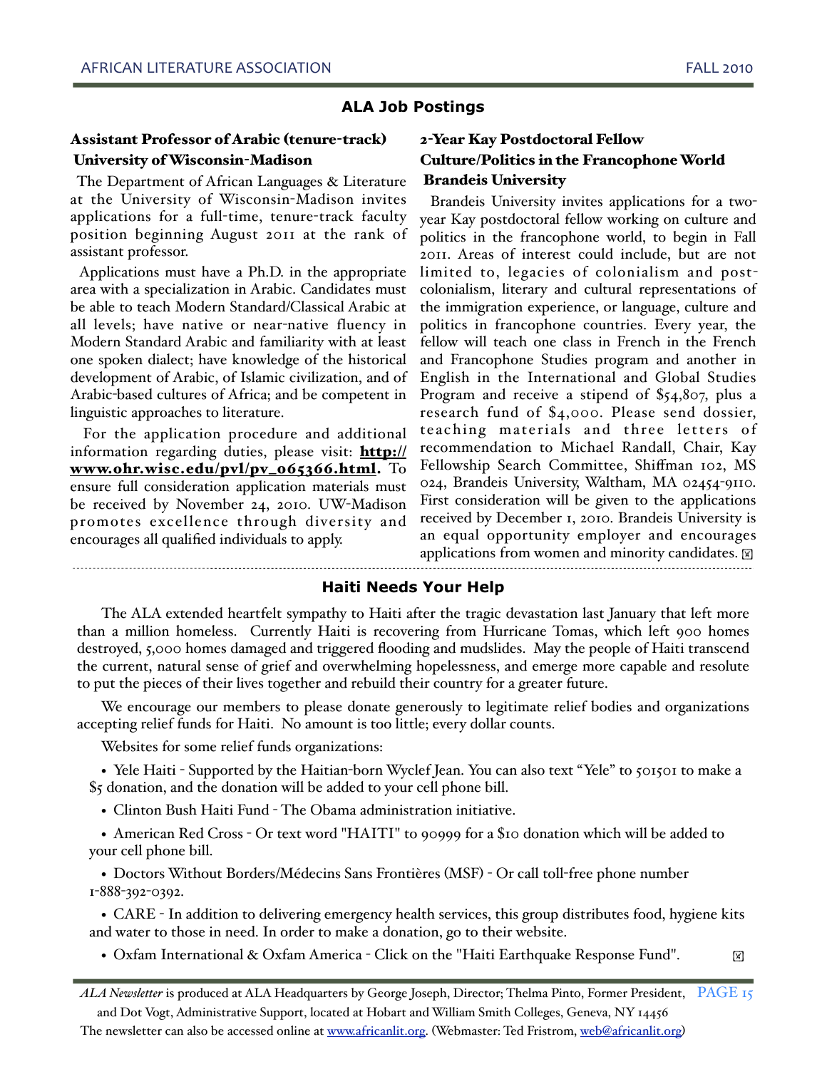## ALA Job Postings

### Assistant Professor of Arabic (tenure-track) University of Wisconsin-Madison

The Department of African Languages & Literature at the University of Wisconsin-Madison invites applications for a full-time, tenure-track faculty position beginning August 2011 at the rank of assistant professor.

Applications must have a Ph.D. in the appropriate area with a specialization in Arabic. Candidates must be able to teach Modern Standard/Classical Arabic at all levels; have native or near-native fluency in Modern Standard Arabic and familiarity with at least one spoken dialect; have knowledge of the historical development of Arabic, of Islamic civilization, and of Arabic-based cultures of Africa; and be competent in linguistic approaches to literature.

For the application procedure and additional information regarding duties, please visit: **http://www.ohr.wisc.edu/pvl/pv_065366.html.** To ensure full consideration application materials must be received by November 24, 2010. UW-Madison promotes excellence through diversity and encourages all qualified individuals to apply.

### 2-Year Kay Postdoctoral Fellow Culture/Politics in the Francophone World Brandeis University

Brandeis University invites applications for a two-year Kay postdoctoral fellow working on culture and politics in the francophone world, to begin in Fall 2011. Areas of interest could include, but are not limited to, legacies of colonialism and post-colonialism, literary and cultural representations of the immigration experience, or language, culture and politics in francophone countries. Every year, the fellow will teach one class in French in the French and Francophone Studies program and another in English in the International and Global Studies Program and receive a stipend of $54,807, plus a research fund of $4,000. Please send dossier, teaching materials and three letters of recommendation to Michael Randall, Chair, Kay Fellowship Search Committee, Shiffman 102, MS 024, Brandeis University, Waltham, MA 02454-9110. First consideration will be given to the applications received by December 1, 2010. Brandeis University is an equal opportunity employer and encourages applications from women and minority candidates.

## Haiti Needs Your Help

The ALA extended heartfelt sympathy to Haiti after the tragic devastation last January that left more than a million homeless. Currently Haiti is recovering from Hurricane Tomas, which left 900 homes destroyed, 5,000 homes damaged and triggered flooding and mudslides. May the people of Haiti transcend the current, natural sense of grief and overwhelming hopelessness, and emerge more capable and resolute to put the pieces of their lives together and rebuild their country for a greater future.

We encourage our members to please donate generously to legitimate relief bodies and organizations accepting relief funds for Haiti. No amount is too little; every dollar counts.

Websites for some relief funds organizations:

- Yele Haiti - Supported by the Haitian-born Wyclef Jean. You can also text "Yele" to 501501 to make a $5 donation, and the donation will be added to your cell phone bill.
- Clinton Bush Haiti Fund - The Obama administration initiative.
- American Red Cross - Or text word "HAITI" to 90999 for a $10 donation which will be added to your cell phone bill.
- Doctors Without Borders/Médecins Sans Frontières (MSF) - Or call toll-free phone number 1-888-392-0392.
- CARE - In addition to delivering emergency health services, this group distributes food, hygiene kits and water to those in need. In order to make a donation, go to their website.
- Oxfam International & Oxfam America - Click on the "Haiti Earthquake Response Fund".

*ALA Newsletter* is produced at ALA Headquarters by George Joseph, Director; Thelma Pinto, Former President, and Dot Vogt, Administrative Support, located at Hobart and William Smith Colleges, Geneva, NY 14456

The newsletter can also be accessed online at www.africanlit.org. (Webmaster: Ted Fristrom, web@africanlit.org)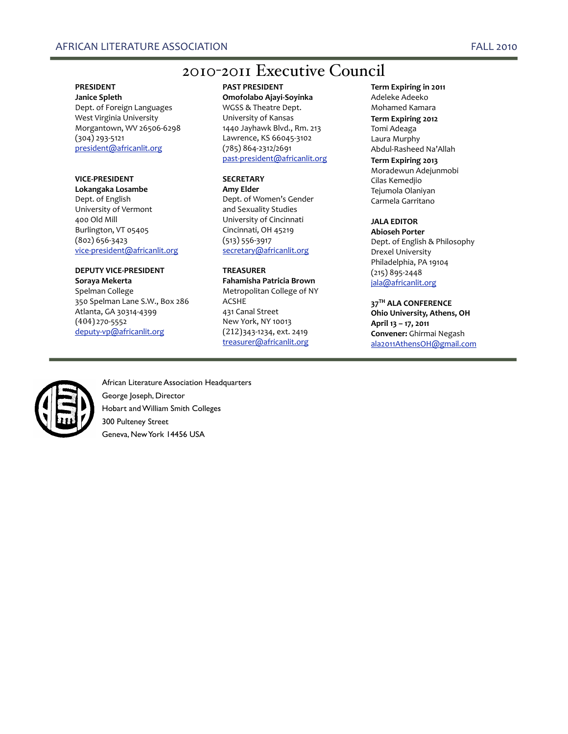# 2010-2011 Executive Council

**PRESIDENT**
**Janice Spleth**
Dept. of Foreign Languages
West Virginia University
Morgantown, WV 26506-6298
(304) 293-5121
president@africanlit.org

**VICE-PRESIDENT**
**Lokangaka Losambe**
Dept. of English
University of Vermont
400 Old Mill
Burlington, VT 05405
(802) 656-3423
vice-president@africanlit.org

**DEPUTY VICE-PRESIDENT**
**Soraya Mekerta**
Spelman College
350 Spelman Lane S.W., Box 286
Atlanta, GA 30314-4399
(404) 270-5552
deputy-vp@africanlit.org

**PAST PRESIDENT**
**Omofolabo Ajayi-Soyinka**
WGSS & Theatre Dept.
University of Kansas
1440 Jayhawk Blvd., Rm. 213
Lawrence, KS 66045-3102
(785) 864-2312/2691
past-president@africanlit.org

**SECRETARY**
**Amy Elder**
Dept. of Women's Gender and Sexuality Studies
University of Cincinnati
Cincinnati, OH 45219
(513) 556-3917
secretary@africanlit.org

**TREASURER**
**Fahamisha Patricia Brown**
Metropolitan College of NY
ACSHE
431 Canal Street
New York, NY 10013
(212)343-1234, ext. 2419
treasurer@africanlit.org

**Term Expiring in 2011**
Adeleke Adeeko
Mohamed Kamara

**Term Expiring 2012**
Tomi Adeaga
Laura Murphy
Abdul-Rasheed Na'Allah

**Term Expiring 2013**
Moradewun Adejunmobi
Cilas Kemedjio
Tejumola Olaniyan
Carmela Garritano

**JALA EDITOR**
**Abioseh Porter**
Dept. of English & Philosophy
Drexel University
Philadelphia, PA 19104
(215) 895-2448
jala@africanlit.org

**37TH ALA CONFERENCE**
**Ohio University, Athens, OH**
**April 13 – 17, 2011**
**Convener:** Ghirmai Negash
ala2011AthensOH@gmail.com

---

African Literature Association Headquarters
George Joseph, Director
Hobart and William Smith Colleges
300 Pulteney Street
Geneva, New York 14456 USA